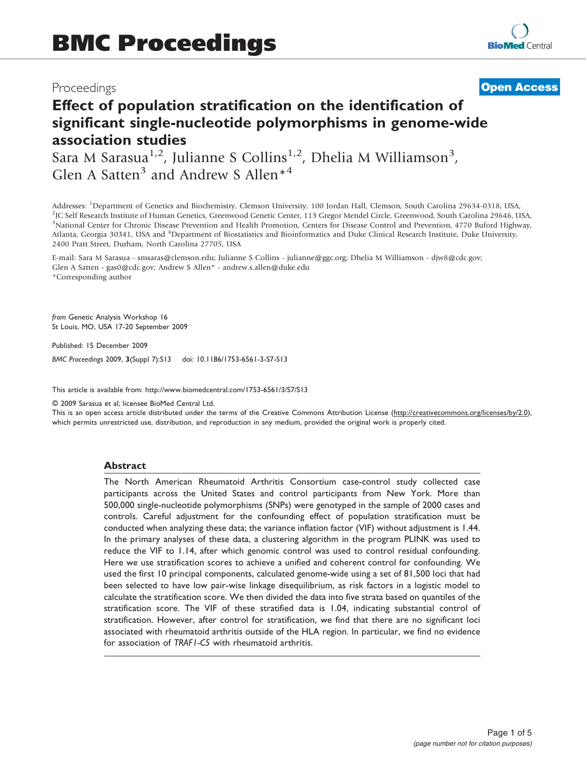# Effect of population stratification on the identification of significant single-nucleotide polymorphisms in genome-wide association studies

Sara M Sarasua[1,2], Julianne S Collins[1,2], Dhelia M Williamson[3], Glen A Satten[3] and Andrew S Allen*[4]

Addresses: [1]Department of Genetics and Biochemistry, Clemson University, 100 Jordan Hall, Clemson, South Carolina 29634-0318, USA, [2]JC Self Research Institute of Human Genetics, Greenwood Genetic Center, 113 Gregor Mendel Circle, Greenwood, South Carolina 29646, USA, [3]National Center for Chronic Disease Prevention and Health Promotion, Centers for Disease Control and Prevention, 4770 Buford Highway, Atlanta, Georgia 30341, USA and [4]Department of Biostatistics and Bioinformatics and Duke Clinical Research Institute, Duke University, 2400 Pratt Street, Durham, North Carolina 27705, USA

E-mail: Sara M Sarasua - smsaras@clemson.edu; Julianne S Collins - julianne@ggc.org; Dhelia M Williamson - djw8@cdc.gov; Glen A Satten - gas0@cdc.gov; Andrew S Allen* - andrew.s.allen@duke.edu
*Corresponding author

*from* Genetic Analysis Workshop 16
St Louis, MO, USA 17-20 September 2009

Published: 15 December 2009

*BMC Proceedings* 2009, **3**(Suppl 7):S13 doi: 10.1186/1753-6561-3-S7-S13

This article is available from: http://www.biomedcentral.com/1753-6561/3/S7/S13

© 2009 Sarasua et al; licensee BioMed Central Ltd.
This is an open access article distributed under the terms of the Creative Commons Attribution License (http://creativecommons.org/licenses/by/2.0), which permits unrestricted use, distribution, and reproduction in any medium, provided the original work is properly cited.

## Abstract

The North American Rheumatoid Arthritis Consortium case-control study collected case participants across the United States and control participants from New York. More than 500,000 single-nucleotide polymorphisms (SNPs) were genotyped in the sample of 2000 cases and controls. Careful adjustment for the confounding effect of population stratification must be conducted when analyzing these data; the variance inflation factor (VIF) without adjustment is 1.44. In the primary analyses of these data, a clustering algorithm in the program PLINK was used to reduce the VIF to 1.14, after which genomic control was used to control residual confounding. Here we use stratification scores to achieve a unified and coherent control for confounding. We used the first 10 principal components, calculated genome-wide using a set of 81,500 loci that had been selected to have low pair-wise linkage disequilibrium, as risk factors in a logistic model to calculate the stratification score. We then divided the data into five strata based on quantiles of the stratification score. The VIF of these stratified data is 1.04, indicating substantial control of stratification. However, after control for stratification, we find that there are no significant loci associated with rheumatoid arthritis outside of the HLA region. In particular, we find no evidence for association of *TRAF1-C5* with rheumatoid arthritis.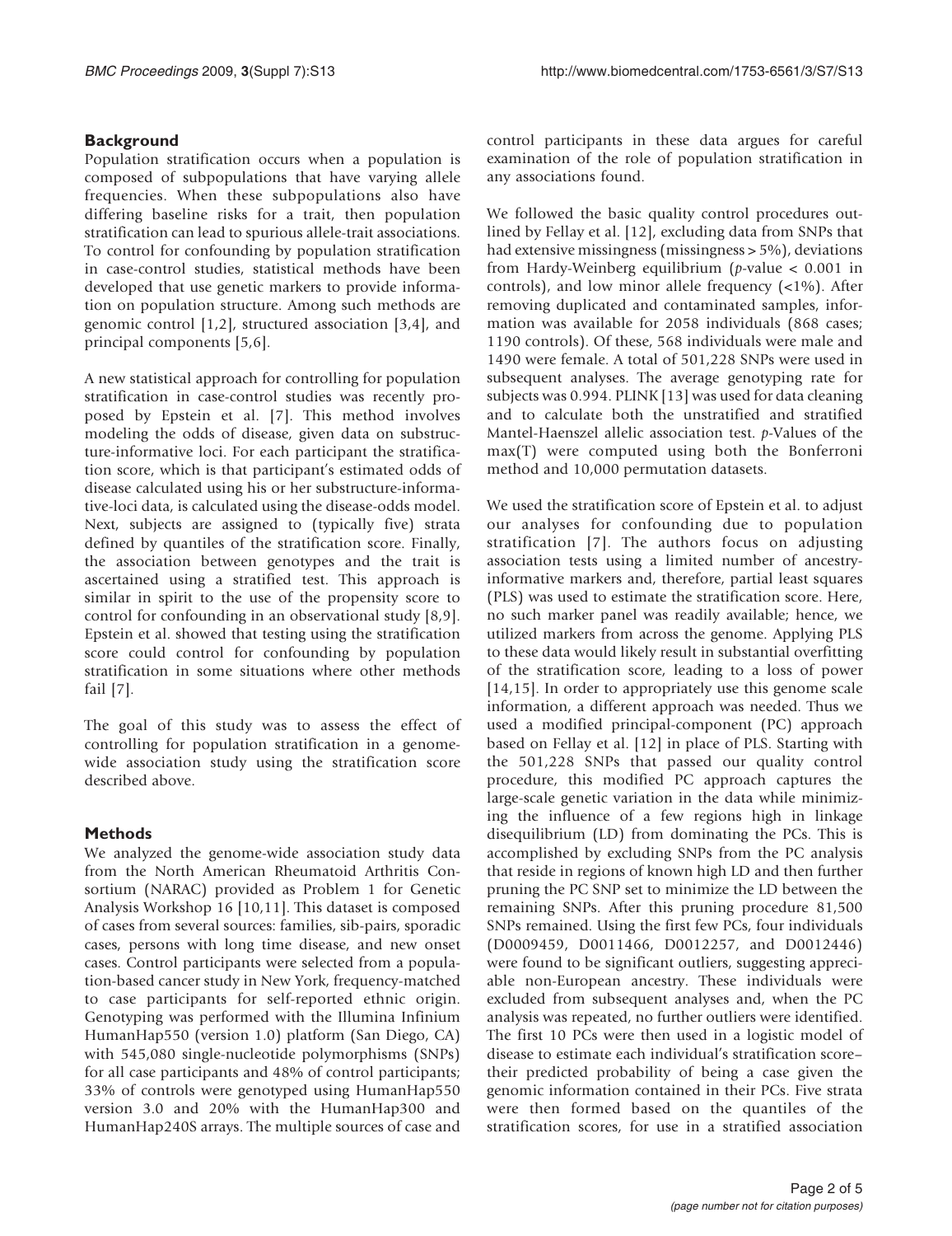## Background

Population stratification occurs when a population is composed of subpopulations that have varying allele frequencies. When these subpopulations also have differing baseline risks for a trait, then population stratification can lead to spurious allele-trait associations. To control for confounding by population stratification in case-control studies, statistical methods have been developed that use genetic markers to provide information on population structure. Among such methods are genomic control [1,2], structured association [3,4], and principal components [5,6].

A new statistical approach for controlling for population stratification in case-control studies was recently proposed by Epstein et al. [7]. This method involves modeling the odds of disease, given data on substructure-informative loci. For each participant the stratification score, which is that participant's estimated odds of disease calculated using his or her substructure-informative-loci data, is calculated using the disease-odds model. Next, subjects are assigned to (typically five) strata defined by quantiles of the stratification score. Finally, the association between genotypes and the trait is ascertained using a stratified test. This approach is similar in spirit to the use of the propensity score to control for confounding in an observational study [8,9]. Epstein et al. showed that testing using the stratification score could control for confounding by population stratification in some situations where other methods fail [7].

The goal of this study was to assess the effect of controlling for population stratification in a genome-wide association study using the stratification score described above.

## Methods

We analyzed the genome-wide association study data from the North American Rheumatoid Arthritis Consortium (NARAC) provided as Problem 1 for Genetic Analysis Workshop 16 [10,11]. This dataset is composed of cases from several sources: families, sib-pairs, sporadic cases, persons with long time disease, and new onset cases. Control participants were selected from a population-based cancer study in New York, frequency-matched to case participants for self-reported ethnic origin. Genotyping was performed with the Illumina Infinium HumanHap550 (version 1.0) platform (San Diego, CA) with 545,080 single-nucleotide polymorphisms (SNPs) for all case participants and 48% of control participants; 33% of controls were genotyped using HumanHap550 version 3.0 and 20% with the HumanHap300 and HumanHap240S arrays. The multiple sources of case and control participants in these data argues for careful examination of the role of population stratification in any associations found.

We followed the basic quality control procedures outlined by Fellay et al. [12], excluding data from SNPs that had extensive missingness (missingness > 5%), deviations from Hardy-Weinberg equilibrium ($p$-value < 0.001 in controls), and low minor allele frequency (<1%). After removing duplicated and contaminated samples, information was available for 2058 individuals (868 cases; 1190 controls). Of these, 568 individuals were male and 1490 were female. A total of 501,228 SNPs were used in subsequent analyses. The average genotyping rate for subjects was 0.994. PLINK [13] was used for data cleaning and to calculate both the unstratified and stratified Mantel-Haenszel allelic association test. $p$-Values of the max(T) were computed using both the Bonferroni method and 10,000 permutation datasets.

We used the stratification score of Epstein et al. to adjust our analyses for confounding due to population stratification [7]. The authors focus on adjusting association tests using a limited number of ancestry-informative markers and, therefore, partial least squares (PLS) was used to estimate the stratification score. Here, no such marker panel was readily available; hence, we utilized markers from across the genome. Applying PLS to these data would likely result in substantial overfitting of the stratification score, leading to a loss of power [14,15]. In order to appropriately use this genome scale information, a different approach was needed. Thus we used a modified principal-component (PC) approach based on Fellay et al. [12] in place of PLS. Starting with the 501,228 SNPs that passed our quality control procedure, this modified PC approach captures the large-scale genetic variation in the data while minimizing the influence of a few regions high in linkage disequilibrium (LD) from dominating the PCs. This is accomplished by excluding SNPs from the PC analysis that reside in regions of known high LD and then further pruning the PC SNP set to minimize the LD between the remaining SNPs. After this pruning procedure 81,500 SNPs remained. Using the first few PCs, four individuals (D0009459, D0011466, D0012257, and D0012446) were found to be significant outliers, suggesting appreciable non-European ancestry. These individuals were excluded from subsequent analyses and, when the PC analysis was repeated, no further outliers were identified. The first 10 PCs were then used in a logistic model of disease to estimate each individual's stratification score–their predicted probability of being a case given the genomic information contained in their PCs. Five strata were then formed based on the quantiles of the stratification scores, for use in a stratified association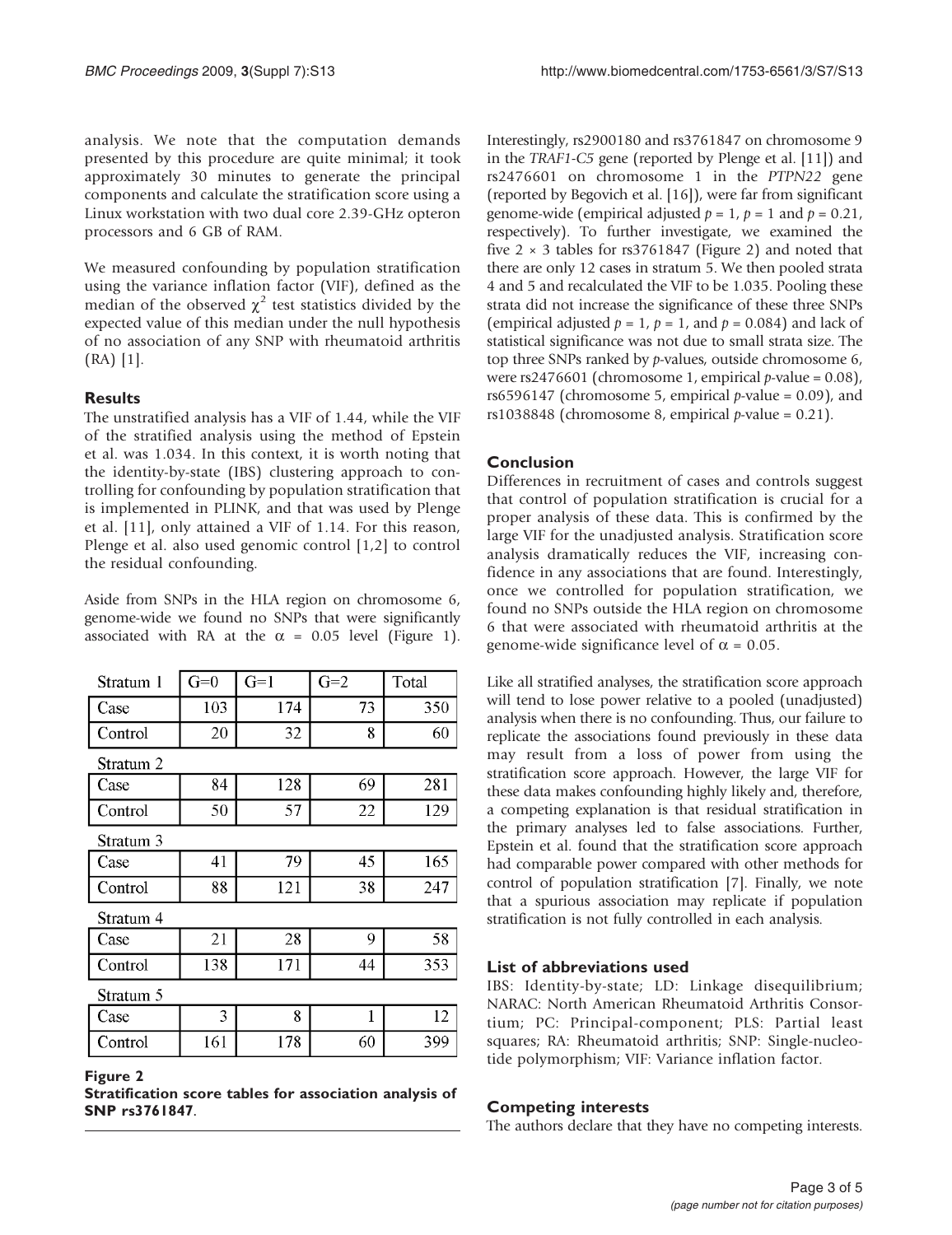analysis. We note that the computation demands presented by this procedure are quite minimal; it took approximately 30 minutes to generate the principal components and calculate the stratification score using a Linux workstation with two dual core 2.39-GHz opteron processors and 6 GB of RAM.

We measured confounding by population stratification using the variance inflation factor (VIF), defined as the median of the observed $\chi^2$ test statistics divided by the expected value of this median under the null hypothesis of no association of any SNP with rheumatoid arthritis (RA) [1].

## Results

The unstratified analysis has a VIF of 1.44, while the VIF of the stratified analysis using the method of Epstein et al. was 1.034. In this context, it is worth noting that the identity-by-state (IBS) clustering approach to controlling for confounding by population stratification that is implemented in PLINK, and that was used by Plenge et al. [11], only attained a VIF of 1.14. For this reason, Plenge et al. also used genomic control [1,2] to control the residual confounding.

Aside from SNPs in the HLA region on chromosome 6, genome-wide we found no SNPs that were significantly associated with RA at the $\alpha = 0.05$ level (Figure 1).

| Stratum 1 | G=0 | G=1 | G=2 | Total |
|---|---|---|---|---|
| Case | 103 | 174 | 73 | 350 |
| Control | 20 | 32 | 8 | 60 |
| **Stratum 2** | | | | |
| Case | 84 | 128 | 69 | 281 |
| Control | 50 | 57 | 22 | 129 |
| **Stratum 3** | | | | |
| Case | 41 | 79 | 45 | 165 |
| Control | 88 | 121 | 38 | 247 |
| **Stratum 4** | | | | |
| Case | 21 | 28 | 9 | 58 |
| Control | 138 | 171 | 44 | 353 |
| **Stratum 5** | | | | |
| Case | 3 | 8 | 1 | 12 |
| Control | 161 | 178 | 60 | 399 |

**Figure 2**
**Stratification score tables for association analysis of SNP rs3761847.**

Interestingly, rs2900180 and rs3761847 on chromosome 9 in the *TRAF1-C5* gene (reported by Plenge et al. [11]) and rs2476601 on chromosome 1 in the *PTPN22* gene (reported by Begovich et al. [16]), were far from significant genome-wide (empirical adjusted $p = 1$, $p = 1$ and $p = 0.21$, respectively). To further investigate, we examined the five $2 \times 3$ tables for rs3761847 (Figure 2) and noted that there are only 12 cases in stratum 5. We then pooled strata 4 and 5 and recalculated the VIF to be 1.035. Pooling these strata did not increase the significance of these three SNPs (empirical adjusted $p = 1$, $p = 1$, and $p = 0.084$) and lack of statistical significance was not due to small strata size. The top three SNPs ranked by *p*-values, outside chromosome 6, were rs2476601 (chromosome 1, empirical *p*-value = 0.08), rs6596147 (chromosome 5, empirical *p*-value = 0.09), and rs1038848 (chromosome 8, empirical *p*-value = 0.21).

## Conclusion

Differences in recruitment of cases and controls suggest that control of population stratification is crucial for a proper analysis of these data. This is confirmed by the large VIF for the unadjusted analysis. Stratification score analysis dramatically reduces the VIF, increasing confidence in any associations that are found. Interestingly, once we controlled for population stratification, we found no SNPs outside the HLA region on chromosome 6 that were associated with rheumatoid arthritis at the genome-wide significance level of $\alpha = 0.05$.

Like all stratified analyses, the stratification score approach will tend to lose power relative to a pooled (unadjusted) analysis when there is no confounding. Thus, our failure to replicate the associations found previously in these data may result from a loss of power from using the stratification score approach. However, the large VIF for these data makes confounding highly likely and, therefore, a competing explanation is that residual stratification in the primary analyses led to false associations. Further, Epstein et al. found that the stratification score approach had comparable power compared with other methods for control of population stratification [7]. Finally, we note that a spurious association may replicate if population stratification is not fully controlled in each analysis.

## List of abbreviations used

IBS: Identity-by-state; LD: Linkage disequilibrium; NARAC: North American Rheumatoid Arthritis Consortium; PC: Principal-component; PLS: Partial least squares; RA: Rheumatoid arthritis; SNP: Single-nucleotide polymorphism; VIF: Variance inflation factor.

## Competing interests

The authors declare that they have no competing interests.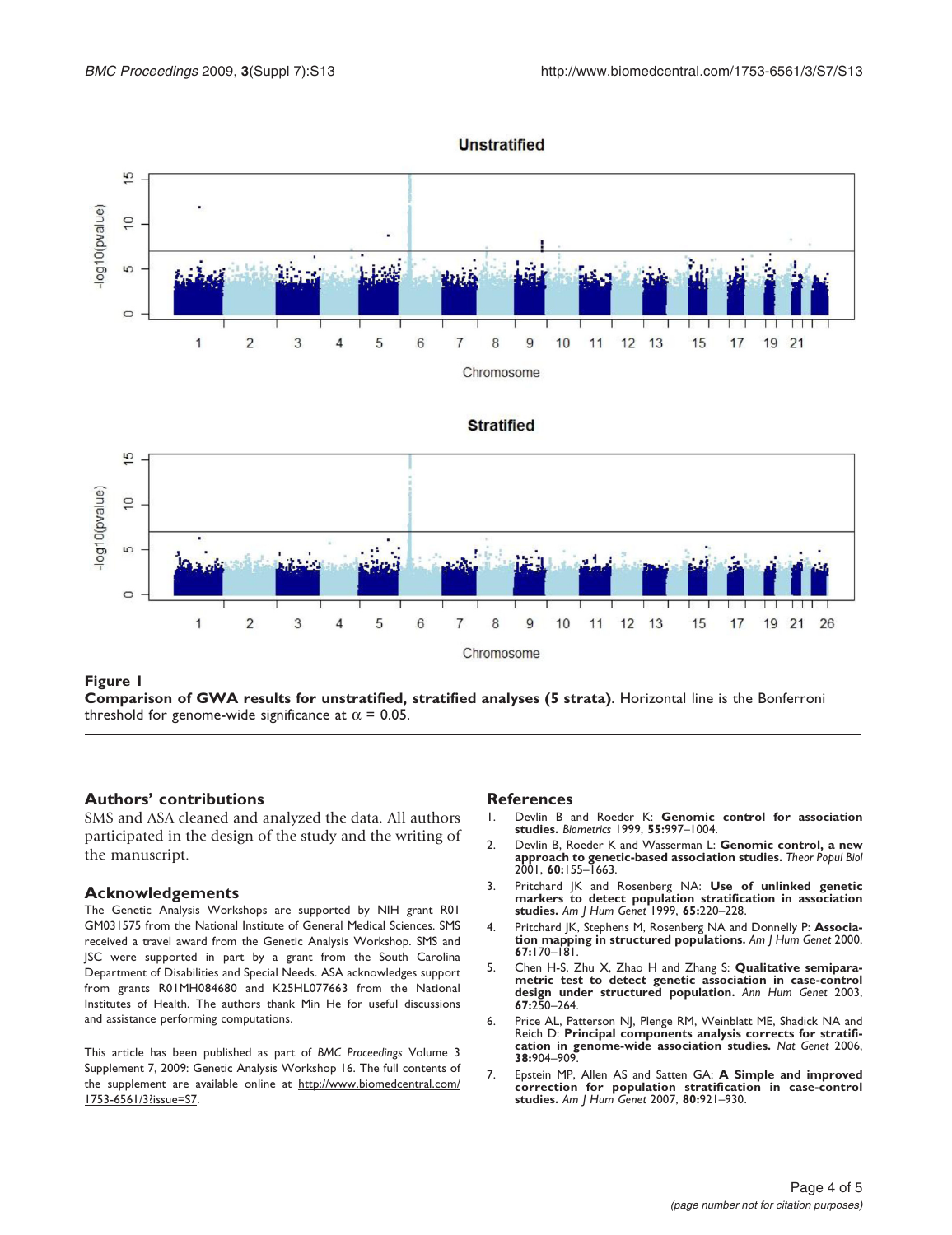**Figure 1**

**Comparison of GWA results for unstratified, stratified analyses (5 strata)**. Horizontal line is the Bonferroni threshold for genome-wide significance at $\alpha = 0.05$.

## Authors' contributions

SMS and ASA cleaned and analyzed the data. All authors participated in the design of the study and the writing of the manuscript.

## Acknowledgements

The Genetic Analysis Workshops are supported by NIH grant R01 GM031575 from the National Institute of General Medical Sciences. SMS received a travel award from the Genetic Analysis Workshop. SMS and JSC were supported in part by a grant from the South Carolina Department of Disabilities and Special Needs. ASA acknowledges support from grants R01MH084680 and K25HL077663 from the National Institutes of Health. The authors thank Min He for useful discussions and assistance performing computations.

This article has been published as part of *BMC Proceedings* Volume 3 Supplement 7, 2009: Genetic Analysis Workshop 16. The full contents of the supplement are available online at http://www.biomedcentral.com/1753-6561/3?issue=S7.

## References

1. Devlin B and Roeder K: **Genomic control for association studies.** *Biometrics* 1999, **55:**997–1004.
2. Devlin B, Roeder K and Wasserman L: **Genomic control, a new approach to genetic-based association studies.** *Theor Popul Biol* 2001, **60:**155–1663.
3. Pritchard JK and Rosenberg NA: **Use of unlinked genetic markers to detect population stratification in association studies.** *Am J Hum Genet* 1999, **65:**220–228.
4. Pritchard JK, Stephens M, Rosenberg NA and Donnelly P: **Association mapping in structured populations.** *Am J Hum Genet* 2000, **67:**170–181.
5. Chen H-S, Zhu X, Zhao H and Zhang S: **Qualitative semiparametric test to detect genetic association in case-control design under structured population.** *Ann Hum Genet* 2003, **67:**250–264.
6. Price AL, Patterson NJ, Plenge RM, Weinblatt ME, Shadick NA and Reich D: **Principal components analysis corrects for stratification in genome-wide association studies.** *Nat Genet* 2006, **38:**904–909.
7. Epstein MP, Allen AS and Satten GA: **A Simple and improved correction for population stratification in case-control studies.** *Am J Hum Genet* 2007, **80:**921–930.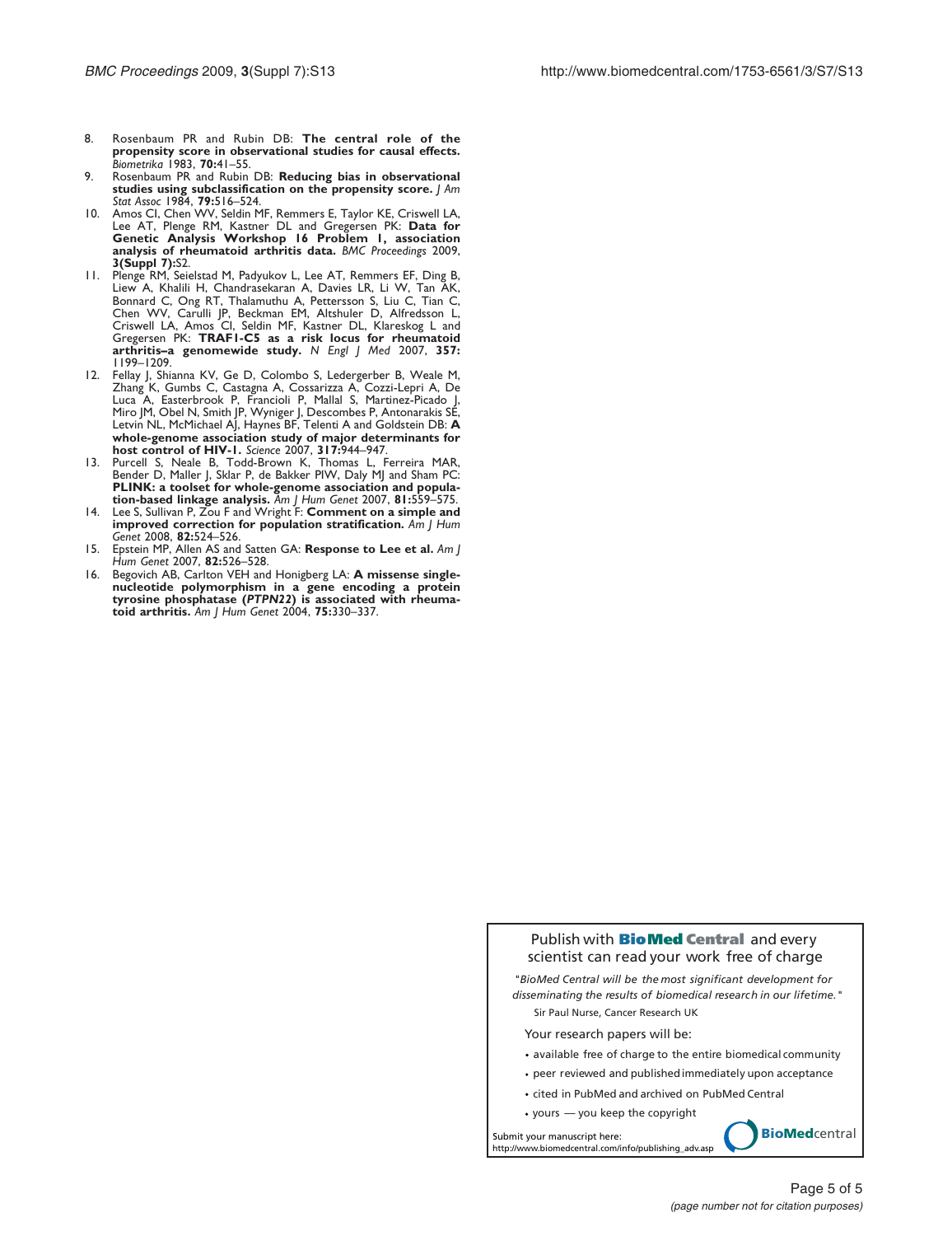8. Rosenbaum PR and Rubin DB: **The central role of the propensity score in observational studies for causal effects.** *Biometrika* 1983, **70:**41–55.
9. Rosenbaum PR and Rubin DB: **Reducing bias in observational studies using subclassification on the propensity score.** *J Am Stat Assoc* 1984, **79:**516–524.
10. Amos CI, Chen WV, Seldin MF, Remmers E, Taylor KE, Criswell LA, Lee AT, Plenge RM, Kastner DL and Gregersen PK: **Data for Genetic Analysis Workshop 16 Problem 1, association analysis of rheumatoid arthritis data.** *BMC Proceedings* 2009, **3(Suppl 7):**S2.
11. Plenge RM, Seielstad M, Padyukov L, Lee AT, Remmers EF, Ding B, Liew A, Khalili H, Chandrasekaran A, Davies LR, Li W, Tan AK, Bonnard C, Ong RT, Thalamuthu A, Pettersson S, Liu C, Tian C, Chen WV, Carulli JP, Beckman EM, Altshuler D, Alfredsson L, Criswell LA, Amos CI, Seldin MF, Kastner DL, Klareskog L and Gregersen PK: **TRAF1-C5 as a risk locus for rheumatoid arthritis–a genomewide study.** *N Engl J Med* 2007, **357:** 1199–1209.
12. Fellay J, Shianna KV, Ge D, Colombo S, Ledergerber B, Weale M, Zhang K, Gumbs C, Castagna A, Cossarizza A, Cozzi-Lepri A, De Luca A, Easterbrook P, Francioli P, Mallal S, Martinez-Picado J, Miro JM, Obel N, Smith JP, Wyniger J, Descombes P, Antonarakis SE, Letvin NL, McMichael AJ, Haynes BF, Telenti A and Goldstein DB: **A whole-genome association study of major determinants for host control of HIV-1.** *Science* 2007, **317:**944–947.
13. Purcell S, Neale B, Todd-Brown K, Thomas L, Ferreira MAR, Bender D, Maller J, Sklar P, de Bakker PIW, Daly MJ and Sham PC: **PLINK: a toolset for whole-genome association and population-based linkage analysis.** *Am J Hum Genet* 2007, **81:**559–575.
14. Lee S, Sullivan P, Zou F and Wright F: **Comment on a simple and improved correction for population stratification.** *Am J Hum Genet* 2008, **82:**524–526.
15. Epstein MP, Allen AS and Satten GA: **Response to Lee et al.** *Am J Hum Genet* 2007, **82:**526–528.
16. Begovich AB, Carlton VEH and Honigberg LA: **A missense single-nucleotide polymorphism in a gene encoding a protein tyrosine phosphatase (*PTPN22*) is associated with rheumatoid arthritis.** *Am J Hum Genet* 2004, **75:**330–337.

Publish with **BioMed Central** and every scientist can read your work free of charge

*"BioMed Central will be the most significant development for disseminating the results of biomedical research in our lifetime."*

Sir Paul Nurse, Cancer Research UK

Your research papers will be:

- available free of charge to the entire biomedical community
- peer reviewed and published immediately upon acceptance
- cited in PubMed and archived on PubMed Central
- yours — you keep the copyright

Submit your manuscript here:
http://www.biomedcentral.com/info/publishing_adv.asp

**BioMed**central